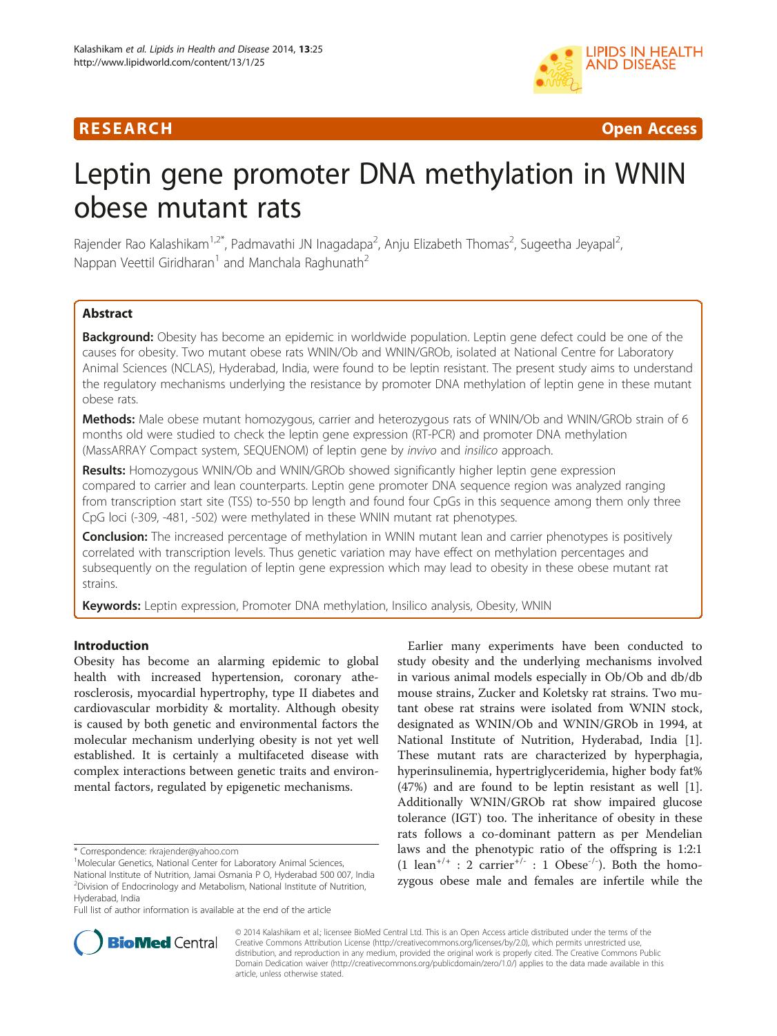RESEARCH Open Access

# Leptin gene promoter DNA methylation in WNIN obese mutant rats

Rajender Rao Kalashikam[1,2*], Padmavathi JN Inagadapa[2], Anju Elizabeth Thomas[2], Sugeetha Jeyapal[2], Nappan Veettil Giridharan[1] and Manchala Raghunath[2]

## Abstract

**Background:** Obesity has become an epidemic in worldwide population. Leptin gene defect could be one of the causes for obesity. Two mutant obese rats WNIN/Ob and WNIN/GROb, isolated at National Centre for Laboratory Animal Sciences (NCLAS), Hyderabad, India, were found to be leptin resistant. The present study aims to understand the regulatory mechanisms underlying the resistance by promoter DNA methylation of leptin gene in these mutant obese rats.

**Methods:** Male obese mutant homozygous, carrier and heterozygous rats of WNIN/Ob and WNIN/GROb strain of 6 months old were studied to check the leptin gene expression (RT-PCR) and promoter DNA methylation (MassARRAY Compact system, SEQUENOM) of leptin gene by *invivo* and *insilico* approach.

**Results:** Homozygous WNIN/Ob and WNIN/GROb showed significantly higher leptin gene expression compared to carrier and lean counterparts. Leptin gene promoter DNA sequence region was analyzed ranging from transcription start site (TSS) to-550 bp length and found four CpGs in this sequence among them only three CpG loci (-309, -481, -502) were methylated in these WNIN mutant rat phenotypes.

**Conclusion:** The increased percentage of methylation in WNIN mutant lean and carrier phenotypes is positively correlated with transcription levels. Thus genetic variation may have effect on methylation percentages and subsequently on the regulation of leptin gene expression which may lead to obesity in these obese mutant rat strains.

**Keywords:** Leptin expression, Promoter DNA methylation, Insilico analysis, Obesity, WNIN

## Introduction

Obesity has become an alarming epidemic to global health with increased hypertension, coronary atherosclerosis, myocardial hypertrophy, type II diabetes and cardiovascular morbidity & mortality. Although obesity is caused by both genetic and environmental factors the molecular mechanism underlying obesity is not yet well established. It is certainly a multifaceted disease with complex interactions between genetic traits and environmental factors, regulated by epigenetic mechanisms.

Earlier many experiments have been conducted to study obesity and the underlying mechanisms involved in various animal models especially in Ob/Ob and db/db mouse strains, Zucker and Koletsky rat strains. Two mutant obese rat strains were isolated from WNIN stock, designated as WNIN/Ob and WNIN/GROb in 1994, at National Institute of Nutrition, Hyderabad, India [1]. These mutant rats are characterized by hyperphagia, hyperinsulinemia, hypertriglyceridemia, higher body fat% (47%) and are found to be leptin resistant as well [1]. Additionally WNIN/GROb rat show impaired glucose tolerance (IGT) too. The inheritance of obesity in these rats follows a co-dominant pattern as per Mendelian laws and the phenotypic ratio of the offspring is 1:2:1 (1 lean$^{+/+}$ : 2 carrier$^{+/-}$ : 1 Obese$^{-/-}$). Both the homozygous obese male and females are infertile while the

\* Correspondence: rkrajender@yahoo.com
[1]Molecular Genetics, National Center for Laboratory Animal Sciences, National Institute of Nutrition, Jamai Osmania P O, Hyderabad 500 007, India
[2]Division of Endocrinology and Metabolism, National Institute of Nutrition, Hyderabad, India
Full list of author information is available at the end of the article

© 2014 Kalashikam et al.; licensee BioMed Central Ltd. This is an Open Access article distributed under the terms of the Creative Commons Attribution License (http://creativecommons.org/licenses/by/2.0), which permits unrestricted use, distribution, and reproduction in any medium, provided the original work is properly credited. The Creative Commons Public Domain Dedication waiver (http://creativecommons.org/publicdomain/zero/1.0/) applies to the data made available in this article, unless otherwise stated.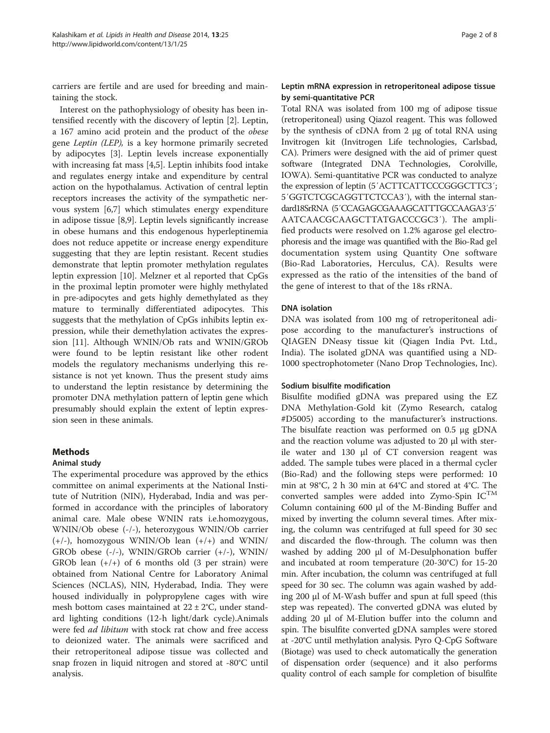carriers are fertile and are used for breeding and maintaining the stock.

Interest on the pathophysiology of obesity has been intensified recently with the discovery of leptin [2]. Leptin, a 167 amino acid protein and the product of the *obese* gene *Leptin (LEP),* is a key hormone primarily secreted by adipocytes [3]. Leptin levels increase exponentially with increasing fat mass [4,5]. Leptin inhibits food intake and regulates energy intake and expenditure by central action on the hypothalamus. Activation of central leptin receptors increases the activity of the sympathetic nervous system [6,7] which stimulates energy expenditure in adipose tissue [8,9]. Leptin levels significantly increase in obese humans and this endogenous hyperleptinemia does not reduce appetite or increase energy expenditure suggesting that they are leptin resistant. Recent studies demonstrate that leptin promoter methylation regulates leptin expression [10]. Melzner et al reported that CpGs in the proximal leptin promoter were highly methylated in pre-adipocytes and gets highly demethylated as they mature to terminally differentiated adipocytes. This suggests that the methylation of CpGs inhibits leptin expression, while their demethylation activates the expression [11]. Although WNIN/Ob rats and WNIN/GROb were found to be leptin resistant like other rodent models the regulatory mechanisms underlying this resistance is not yet known. Thus the present study aims to understand the leptin resistance by determining the promoter DNA methylation pattern of leptin gene which presumably should explain the extent of leptin expression seen in these animals.

## Methods

### Animal study

The experimental procedure was approved by the ethics committee on animal experiments at the National Institute of Nutrition (NIN), Hyderabad, India and was performed in accordance with the principles of laboratory animal care. Male obese WNIN rats i.e.homozygous, WNIN/Ob obese (-/-), heterozygous WNIN/Ob carrier (+/-), homozygous WNIN/Ob lean (+/+) and WNIN/GROb obese (-/-), WNIN/GROb carrier (+/-), WNIN/GROb lean (+/+) of 6 months old (3 per strain) were obtained from National Centre for Laboratory Animal Sciences (NCLAS), NIN, Hyderabad, India. They were housed individually in polypropylene cages with wire mesh bottom cases maintained at 22 ± 2°C, under standard lighting conditions (12-h light/dark cycle).Animals were fed *ad libitum* with stock rat chow and free access to deionized water. The animals were sacrificed and their retroperitoneal adipose tissue was collected and snap frozen in liquid nitrogen and stored at -80°C until analysis.

### Leptin mRNA expression in retroperitoneal adipose tissue by semi-quantitative PCR

Total RNA was isolated from 100 mg of adipose tissue (retroperitoneal) using Qiazol reagent. This was followed by the synthesis of cDNA from 2 μg of total RNA using Invitrogen kit (Invitrogen Life technologies, Carlsbad, CA). Primers were designed with the aid of primer quest software (Integrated DNA Technologies, Corolville, IOWA). Semi-quantitative PCR was conducted to analyze the expression of leptin (5′ACTTCATTCCCGGGCTTC3′; 5′GGTCTCGCAGGTTCTCCA3′), with the internal standard18SrRNA (5′CCAGAGCGAAAGCATTTGCCAAGA3′;5′AATCAACGCAAGCTTATGACCCGC3′). The amplified products were resolved on 1.2% agarose gel electrophoresis and the image was quantified with the Bio-Rad gel documentation system using Quantity One software (Bio-Rad Laboratories, Herculus, CA). Results were expressed as the ratio of the intensities of the band of the gene of interest to that of the 18s rRNA.

### DNA isolation

DNA was isolated from 100 mg of retroperitoneal adipose according to the manufacturer's instructions of QIAGEN DNeasy tissue kit (Qiagen India Pvt. Ltd., India). The isolated gDNA was quantified using a ND-1000 spectrophotometer (Nano Drop Technologies, Inc).

### Sodium bisulfite modification

Bisulfite modified gDNA was prepared using the EZ DNA Methylation-Gold kit (Zymo Research, catalog #D5005) according to the manufacturer's instructions. The bisulfate reaction was performed on 0.5 μg gDNA and the reaction volume was adjusted to 20 μl with sterile water and 130 μl of CT conversion reagent was added. The sample tubes were placed in a thermal cycler (Bio-Rad) and the following steps were performed: 10 min at 98°C, 2 h 30 min at 64°C and stored at 4°C. The converted samples were added into Zymo-Spin IC™ Column containing 600 μl of the M-Binding Buffer and mixed by inverting the column several times. After mixing, the column was centrifuged at full speed for 30 sec and discarded the flow-through. The column was then washed by adding 200 μl of M-Desulphonation buffer and incubated at room temperature (20-30°C) for 15-20 min. After incubation, the column was centrifuged at full speed for 30 sec. The column was again washed by adding 200 μl of M-Wash buffer and spun at full speed (this step was repeated). The converted gDNA was eluted by adding 20 μl of M-Elution buffer into the column and spin. The bisulfite converted gDNA samples were stored at -20°C until methylation analysis. Pyro Q-CpG Software (Biotage) was used to check automatically the generation of dispensation order (sequence) and it also performs quality control of each sample for completion of bisulfite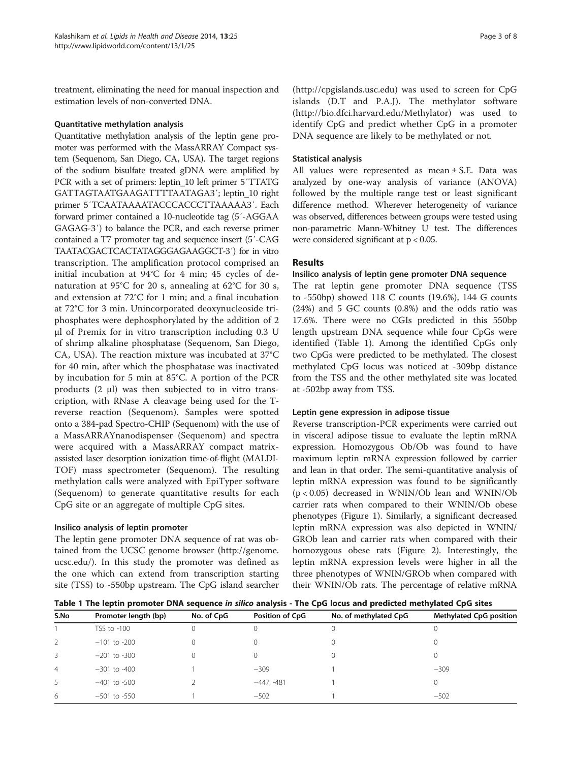treatment, eliminating the need for manual inspection and estimation levels of non-converted DNA.

### Quantitative methylation analysis

Quantitative methylation analysis of the leptin gene promoter was performed with the MassARRAY Compact system (Sequenom, San Diego, CA, USA). The target regions of the sodium bisulfate treated gDNA were amplified by PCR with a set of primers: leptin_10 left primer 5′TTATG GATTAGTAATGAAGATTTTAATAGA3′; leptin_10 right primer 5′TCAATAAAATACCCACCCTTAAAAA3′. Each forward primer contained a 10-nucleotide tag (5′-AGGAA GAGAG-3′) to balance the PCR, and each reverse primer contained a T7 promoter tag and sequence insert (5′-CAG TAATACGACTCACTATAGGGAGAAGGCT-3′) for in vitro transcription. The amplification protocol comprised an initial incubation at 94°C for 4 min; 45 cycles of denaturation at 95°C for 20 s, annealing at 62°C for 30 s, and extension at 72°C for 1 min; and a final incubation at 72°C for 3 min. Unincorporated deoxynucleoside triphosphates were dephosphorylated by the addition of 2 μl of Premix for in vitro transcription including 0.3 U of shrimp alkaline phosphatase (Sequenom, San Diego, CA, USA). The reaction mixture was incubated at 37°C for 40 min, after which the phosphatase was inactivated by incubation for 5 min at 85°C. A portion of the PCR products (2 μl) was then subjected to in vitro transcription, with RNase A cleavage being used for the T-reverse reaction (Sequenom). Samples were spotted onto a 384-pad Spectro-CHIP (Sequenom) with the use of a MassARRAYnanodispenser (Sequenom) and spectra were acquired with a MassARRAY compact matrix-assisted laser desorption ionization time-of-flight (MALDI-TOF) mass spectrometer (Sequenom). The resulting methylation calls were analyzed with EpiTyper software (Sequenom) to generate quantitative results for each CpG site or an aggregate of multiple CpG sites.

### Insilico analysis of leptin promoter

The leptin gene promoter DNA sequence of rat was obtained from the UCSC genome browser (http://genome.ucsc.edu/). In this study the promoter was defined as the one which can extend from transcription starting site (TSS) to -550bp upstream. The CpG island searcher (http://cpgislands.usc.edu) was used to screen for CpG islands (D.T and P.A.J). The methylator software (http://bio.dfci.harvard.edu/Methylator) was used to identify CpG and predict whether CpG in a promoter DNA sequence are likely to be methylated or not.

### Statistical analysis

All values were represented as mean ± S.E. Data was analyzed by one-way analysis of variance (ANOVA) followed by the multiple range test or least significant difference method. Wherever heterogeneity of variance was observed, differences between groups were tested using non-parametric Mann-Whitney U test. The differences were considered significant at $p < 0.05$.

## Results

### Insilico analysis of leptin gene promoter DNA sequence

The rat leptin gene promoter DNA sequence (TSS to -550bp) showed 118 C counts (19.6%), 144 G counts (24%) and 5 GC counts (0.8%) and the odds ratio was 17.6%. There were no CGIs predicted in this 550bp length upstream DNA sequence while four CpGs were identified (Table 1). Among the identified CpGs only two CpGs were predicted to be methylated. The closest methylated CpG locus was noticed at -309bp distance from the TSS and the other methylated site was located at -502bp away from TSS.

### Leptin gene expression in adipose tissue

Reverse transcription-PCR experiments were carried out in visceral adipose tissue to evaluate the leptin mRNA expression. Homozygous Ob/Ob was found to have maximum leptin mRNA expression followed by carrier and lean in that order. The semi-quantitative analysis of leptin mRNA expression was found to be significantly ($p < 0.05$) decreased in WNIN/Ob lean and WNIN/Ob carrier rats when compared to their WNIN/Ob obese phenotypes (Figure 1). Similarly, a significant decreased leptin mRNA expression was also depicted in WNIN/GROb lean and carrier rats when compared with their homozygous obese rats (Figure 2). Interestingly, the leptin mRNA expression levels were higher in all the three phenotypes of WNIN/GROb when compared with their WNIN/Ob rats. The percentage of relative mRNA

**Table 1 The leptin promoter DNA sequence *in silico* analysis - The CpG locus and predicted methylated CpG sites**

| S.No | Promoter length (bp) | No. of CpG | Position of CpG | No. of methylated CpG | Methylated CpG position |
|---|---|---|---|---|---|
| 1 | TSS to -100 | 0 | 0 | 0 | 0 |
| 2 | −101 to -200 | 0 | 0 | 0 | 0 |
| 3 | −201 to -300 | 0 | 0 | 0 | 0 |
| 4 | −301 to -400 | 1 | −309 | 1 | −309 |
| 5 | −401 to -500 | 2 | −447, -481 | 1 | 0 |
| 6 | −501 to -550 | 1 | −502 | 1 | −502 |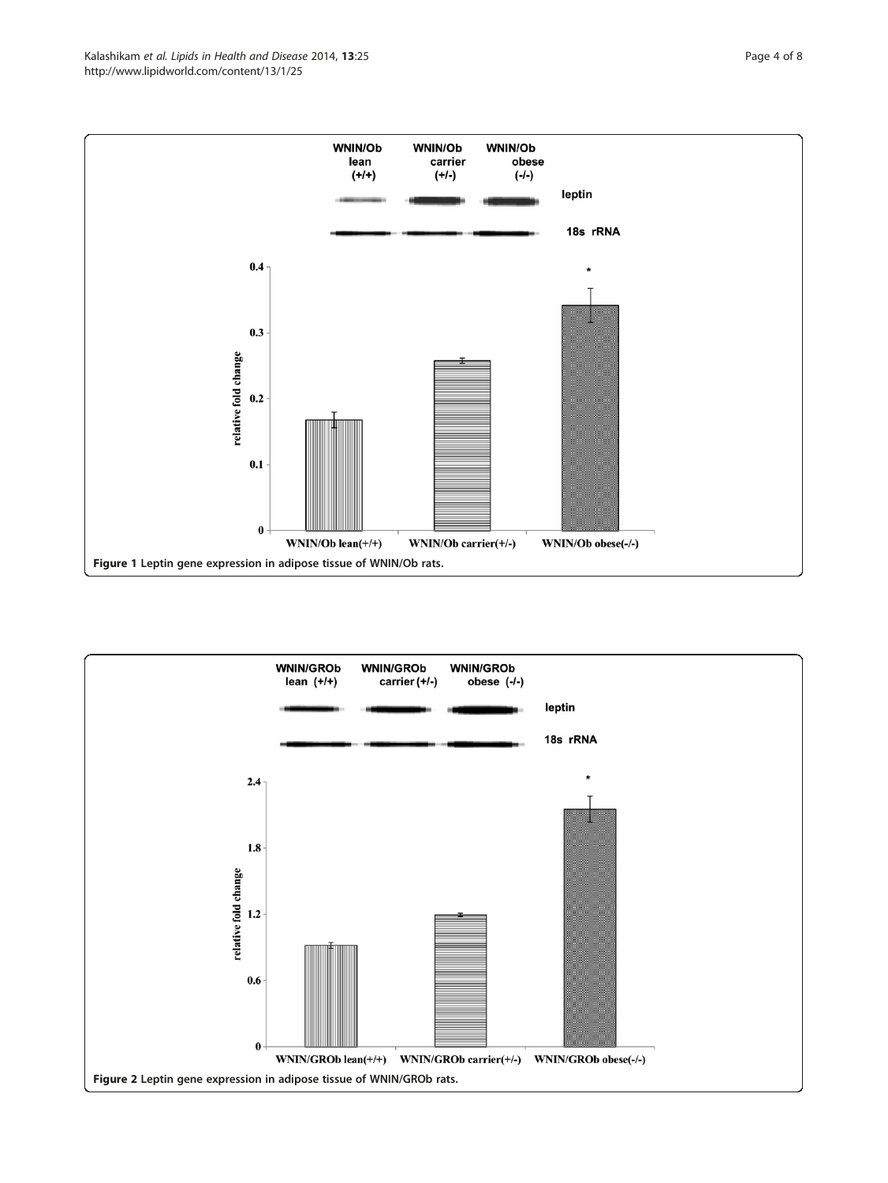Figure 1 Leptin gene expression in adipose tissue of WNIN/Ob rats.

Figure 2 Leptin gene expression in adipose tissue of WNIN/GROb rats.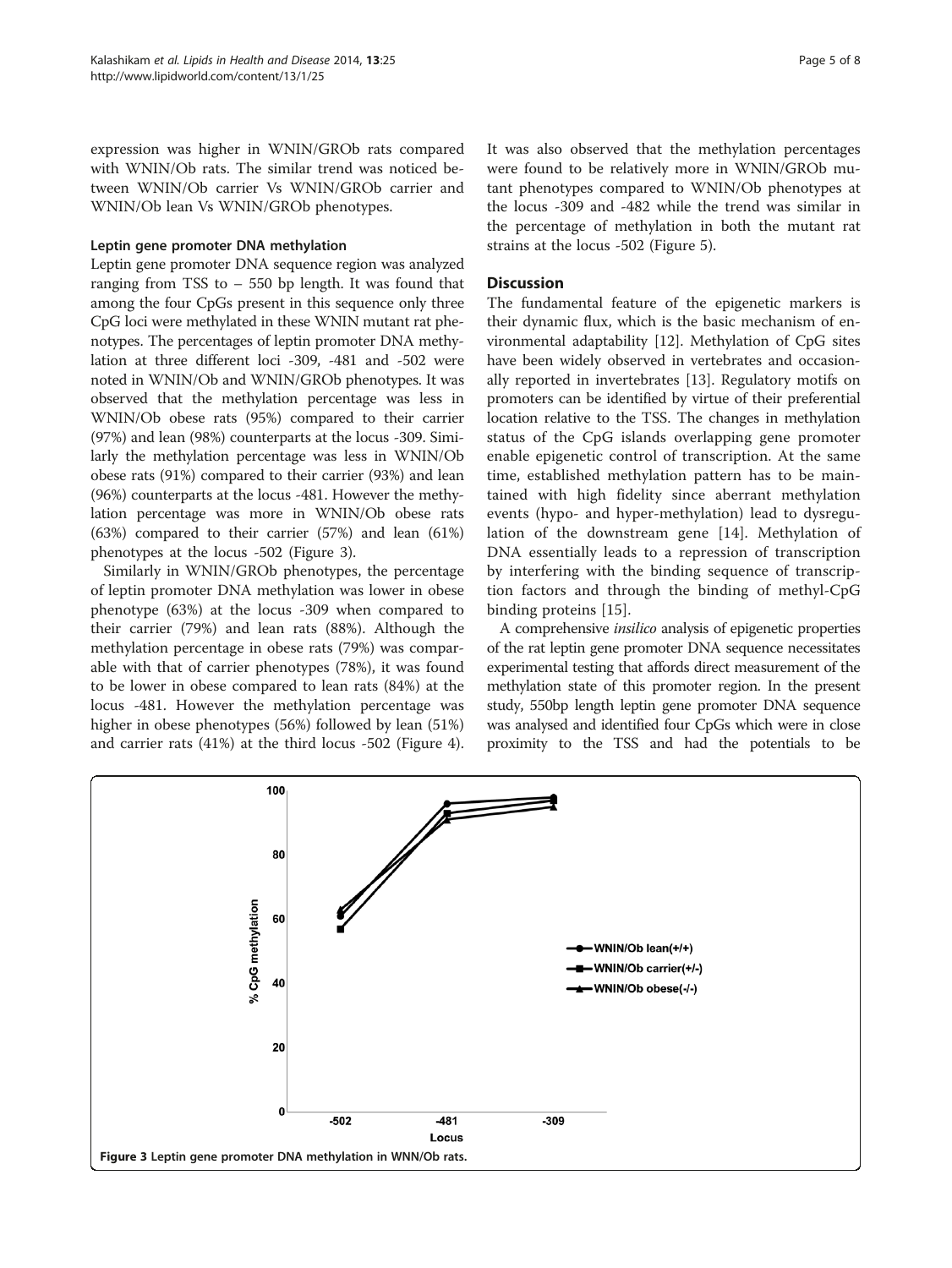expression was higher in WNIN/GROb rats compared with WNIN/Ob rats. The similar trend was noticed between WNIN/Ob carrier Vs WNIN/GROb carrier and WNIN/Ob lean Vs WNIN/GROb phenotypes.

### Leptin gene promoter DNA methylation

Leptin gene promoter DNA sequence region was analyzed ranging from TSS to – 550 bp length. It was found that among the four CpGs present in this sequence only three CpG loci were methylated in these WNIN mutant rat phenotypes. The percentages of leptin promoter DNA methylation at three different loci -309, -481 and -502 were noted in WNIN/Ob and WNIN/GROb phenotypes. It was observed that the methylation percentage was less in WNIN/Ob obese rats (95%) compared to their carrier (97%) and lean (98%) counterparts at the locus -309. Similarly the methylation percentage was less in WNIN/Ob obese rats (91%) compared to their carrier (93%) and lean (96%) counterparts at the locus -481. However the methylation percentage was more in WNIN/Ob obese rats (63%) compared to their carrier (57%) and lean (61%) phenotypes at the locus -502 (Figure 3).

Similarly in WNIN/GROb phenotypes, the percentage of leptin promoter DNA methylation was lower in obese phenotype (63%) at the locus -309 when compared to their carrier (79%) and lean rats (88%). Although the methylation percentage in obese rats (79%) was comparable with that of carrier phenotypes (78%), it was found to be lower in obese compared to lean rats (84%) at the locus -481. However the methylation percentage was higher in obese phenotypes (56%) followed by lean (51%) and carrier rats (41%) at the third locus -502 (Figure 4). It was also observed that the methylation percentages were found to be relatively more in WNIN/GROb mutant phenotypes compared to WNIN/Ob phenotypes at the locus -309 and -482 while the trend was similar in the percentage of methylation in both the mutant rat strains at the locus -502 (Figure 5).

## Discussion

The fundamental feature of the epigenetic markers is their dynamic flux, which is the basic mechanism of environmental adaptability [12]. Methylation of CpG sites have been widely observed in vertebrates and occasionally reported in invertebrates [13]. Regulatory motifs on promoters can be identified by virtue of their preferential location relative to the TSS. The changes in methylation status of the CpG islands overlapping gene promoter enable epigenetic control of transcription. At the same time, established methylation pattern has to be maintained with high fidelity since aberrant methylation events (hypo- and hyper-methylation) lead to dysregulation of the downstream gene [14]. Methylation of DNA essentially leads to a repression of transcription by interfering with the binding sequence of transcription factors and through the binding of methyl-CpG binding proteins [15].

A comprehensive *insilico* analysis of epigenetic properties of the rat leptin gene promoter DNA sequence necessitates experimental testing that affords direct measurement of the methylation state of this promoter region. In the present study, 550bp length leptin gene promoter DNA sequence was analysed and identified four CpGs which were in close proximity to the TSS and had the potentials to be

**Figure 3** Leptin gene promoter DNA methylation in WNN/Ob rats.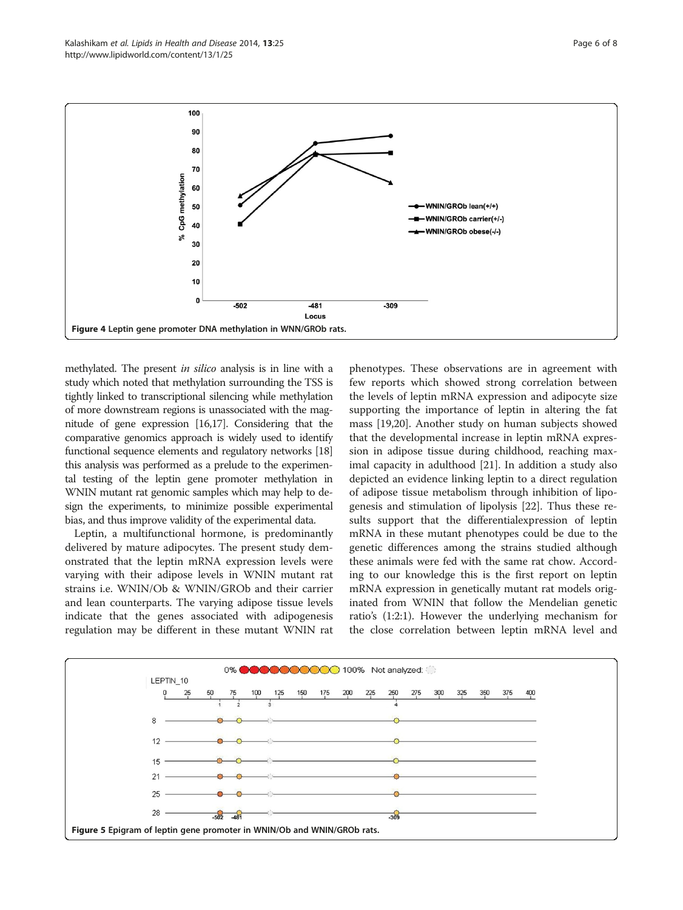Figure 4 Leptin gene promoter DNA methylation in WNN/GROb rats.

methylated. The present *in silico* analysis is in line with a study which noted that methylation surrounding the TSS is tightly linked to transcriptional silencing while methylation of more downstream regions is unassociated with the magnitude of gene expression [16,17]. Considering that the comparative genomics approach is widely used to identify functional sequence elements and regulatory networks [18] this analysis was performed as a prelude to the experimental testing of the leptin gene promoter methylation in WNIN mutant rat genomic samples which may help to design the experiments, to minimize possible experimental bias, and thus improve validity of the experimental data.

Leptin, a multifunctional hormone, is predominantly delivered by mature adipocytes. The present study demonstrated that the leptin mRNA expression levels were varying with their adipose levels in WNIN mutant rat strains i.e. WNIN/Ob & WNIN/GROb and their carrier and lean counterparts. The varying adipose tissue levels indicate that the genes associated with adipogenesis regulation may be different in these mutant WNIN rat phenotypes. These observations are in agreement with few reports which showed strong correlation between the levels of leptin mRNA expression and adipocyte size supporting the importance of leptin in altering the fat mass [19,20]. Another study on human subjects showed that the developmental increase in leptin mRNA expression in adipose tissue during childhood, reaching maximal capacity in adulthood [21]. In addition a study also depicted an evidence linking leptin to a direct regulation of adipose tissue metabolism through inhibition of lipogenesis and stimulation of lipolysis [22]. Thus these results support that the differentialexpression of leptin mRNA in these mutant phenotypes could be due to the genetic differences among the strains studied although these animals were fed with the same rat chow. According to our knowledge this is the first report on leptin mRNA expression in genetically mutant rat models originated from WNIN that follow the Mendelian genetic ratio's (1:2:1). However the underlying mechanism for the close correlation between leptin mRNA level and

Figure 5 Epigram of leptin gene promoter in WNIN/Ob and WNIN/GROb rats.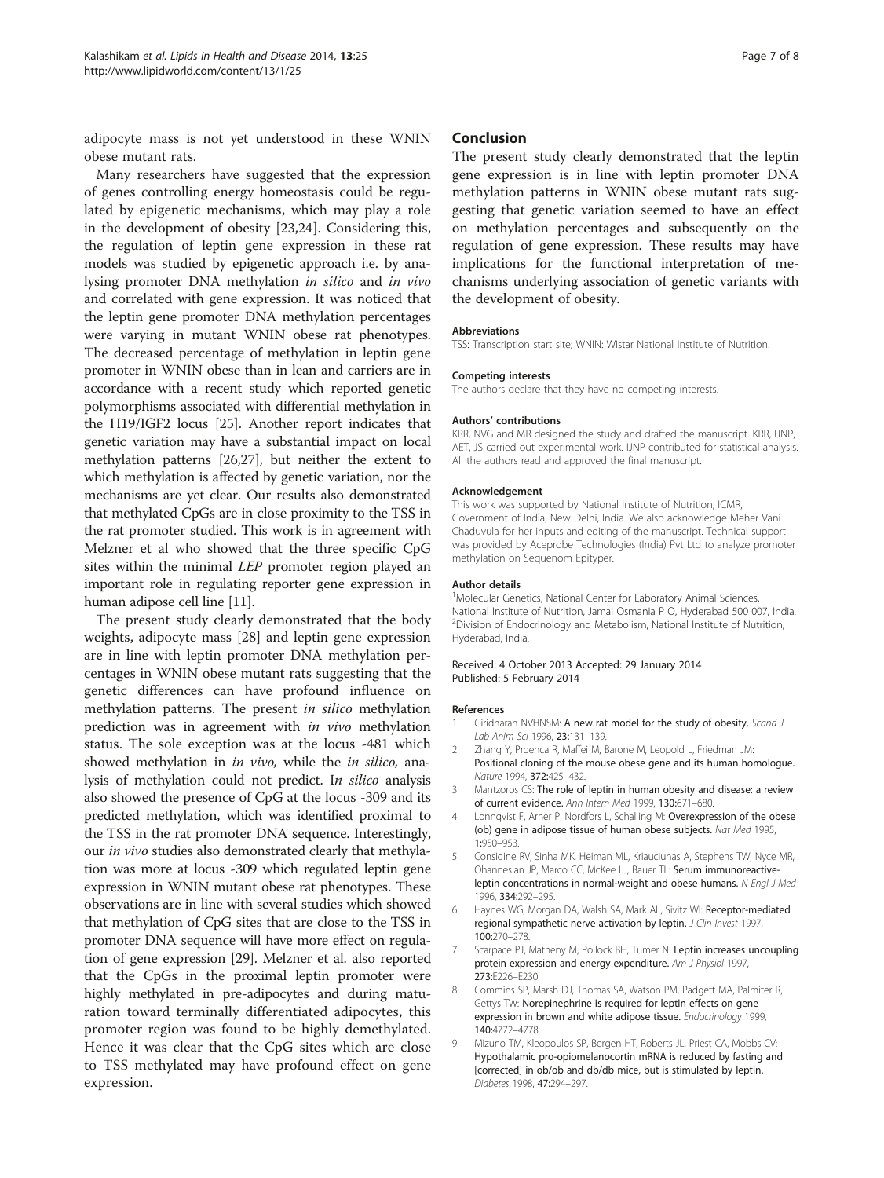adipocyte mass is not yet understood in these WNIN obese mutant rats.

Many researchers have suggested that the expression of genes controlling energy homeostasis could be regulated by epigenetic mechanisms, which may play a role in the development of obesity [23,24]. Considering this, the regulation of leptin gene expression in these rat models was studied by epigenetic approach i.e. by analysing promoter DNA methylation *in silico* and *in vivo* and correlated with gene expression. It was noticed that the leptin gene promoter DNA methylation percentages were varying in mutant WNIN obese rat phenotypes. The decreased percentage of methylation in leptin gene promoter in WNIN obese than in lean and carriers are in accordance with a recent study which reported genetic polymorphisms associated with differential methylation in the H19/IGF2 locus [25]. Another report indicates that genetic variation may have a substantial impact on local methylation patterns [26,27], but neither the extent to which methylation is affected by genetic variation, nor the mechanisms are yet clear. Our results also demonstrated that methylated CpGs are in close proximity to the TSS in the rat promoter studied. This work is in agreement with Melzner et al who showed that the three specific CpG sites within the minimal *LEP* promoter region played an important role in regulating reporter gene expression in human adipose cell line [11].

The present study clearly demonstrated that the body weights, adipocyte mass [28] and leptin gene expression are in line with leptin promoter DNA methylation percentages in WNIN obese mutant rats suggesting that the genetic differences can have profound influence on methylation patterns. The present *in silico* methylation prediction was in agreement with *in vivo* methylation status. The sole exception was at the locus -481 which showed methylation in *in vivo,* while the *in silico,* analysis of methylation could not predict. I*n silico* analysis also showed the presence of CpG at the locus -309 and its predicted methylation, which was identified proximal to the TSS in the rat promoter DNA sequence. Interestingly, our *in vivo* studies also demonstrated clearly that methylation was more at locus -309 which regulated leptin gene expression in WNIN mutant obese rat phenotypes. These observations are in line with several studies which showed that methylation of CpG sites that are close to the TSS in promoter DNA sequence will have more effect on regulation of gene expression [29]. Melzner et al. also reported that the CpGs in the proximal leptin promoter were highly methylated in pre-adipocytes and during maturation toward terminally differentiated adipocytes, this promoter region was found to be highly demethylated. Hence it was clear that the CpG sites which are close to TSS methylated may have profound effect on gene expression.

## Conclusion

The present study clearly demonstrated that the leptin gene expression is in line with leptin promoter DNA methylation patterns in WNIN obese mutant rats suggesting that genetic variation seemed to have an effect on methylation percentages and subsequently on the regulation of gene expression. These results may have implications for the functional interpretation of mechanisms underlying association of genetic variants with the development of obesity.

#### Abbreviations

TSS: Transcription start site; WNIN: Wistar National Institute of Nutrition.

#### Competing interests

The authors declare that they have no competing interests.

#### Authors' contributions

KRR, NVG and MR designed the study and drafted the manuscript. KRR, IJNP, AET, JS carried out experimental work. IJNP contributed for statistical analysis. All the authors read and approved the final manuscript.

#### Acknowledgement

This work was supported by National Institute of Nutrition, ICMR, Government of India, New Delhi, India. We also acknowledge Meher Vani Chaduvula for her inputs and editing of the manuscript. Technical support was provided by Aceprobe Technologies (India) Pvt Ltd to analyze promoter methylation on Sequenom Epityper.

#### Author details

[1]Molecular Genetics, National Center for Laboratory Animal Sciences, National Institute of Nutrition, Jamai Osmania P O, Hyderabad 500 007, India. [2]Division of Endocrinology and Metabolism, National Institute of Nutrition, Hyderabad, India.

Received: 4 October 2013 Accepted: 29 January 2014
Published: 5 February 2014

#### References

1. Giridharan NVHNSM: **A new rat model for the study of obesity.** *Scand J Lab Anim Sci* 1996, **23:**131–139.
2. Zhang Y, Proenca R, Maffei M, Barone M, Leopold L, Friedman JM: **Positional cloning of the mouse obese gene and its human homologue.** *Nature* 1994, **372:**425–432.
3. Mantzoros CS: **The role of leptin in human obesity and disease: a review of current evidence.** *Ann Intern Med* 1999, **130:**671–680.
4. Lonnqvist F, Arner P, Nordfors L, Schalling M: **Overexpression of the obese (ob) gene in adipose tissue of human obese subjects.** *Nat Med* 1995, **1:**950–953.
5. Considine RV, Sinha MK, Heiman ML, Kriauciunas A, Stephens TW, Nyce MR, Ohannesian JP, Marco CC, McKee LJ, Bauer TL: **Serum immunoreactive-leptin concentrations in normal-weight and obese humans.** *N Engl J Med* 1996, **334:**292–295.
6. Haynes WG, Morgan DA, Walsh SA, Mark AL, Sivitz WI: **Receptor-mediated regional sympathetic nerve activation by leptin.** *J Clin Invest* 1997, **100:**270–278.
7. Scarpace PJ, Matheny M, Pollock BH, Tumer N: **Leptin increases uncoupling protein expression and energy expenditure.** *Am J Physiol* 1997, **273:**E226–E230.
8. Commins SP, Marsh DJ, Thomas SA, Watson PM, Padgett MA, Palmiter R, Gettys TW: **Norepinephrine is required for leptin effects on gene expression in brown and white adipose tissue.** *Endocrinology* 1999, **140:**4772–4778.
9. Mizuno TM, Kleopoulos SP, Bergen HT, Roberts JL, Priest CA, Mobbs CV: **Hypothalamic pro-opiomelanocortin mRNA is reduced by fasting and [corrected] in ob/ob and db/db mice, but is stimulated by leptin.** *Diabetes* 1998, **47:**294–297.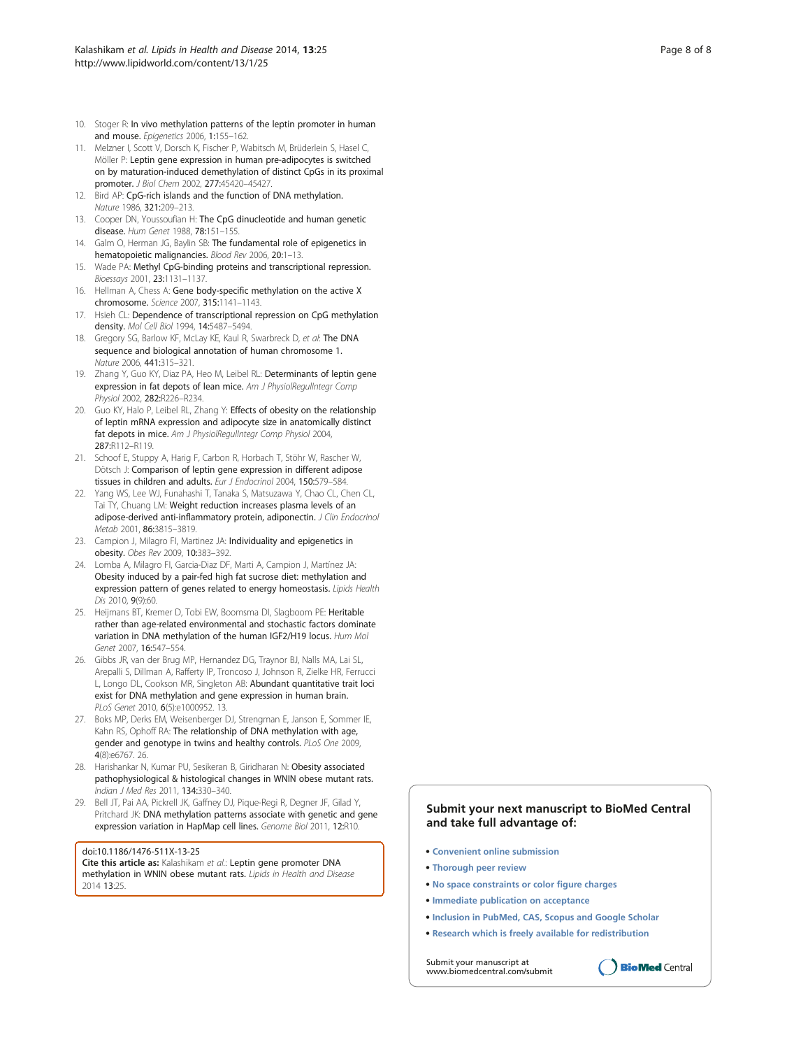10. Stoger R: In vivo methylation patterns of the leptin promoter in human and mouse. *Epigenetics* 2006, **1**:155–162.
11. Melzner I, Scott V, Dorsch K, Fischer P, Wabitsch M, Brüderlein S, Hasel C, Möller P: Leptin gene expression in human pre-adipocytes is switched on by maturation-induced demethylation of distinct CpGs in its proximal promoter. *J Biol Chem* 2002, **277**:45420–45427.
12. Bird AP: CpG-rich islands and the function of DNA methylation. *Nature* 1986, **321**:209–213.
13. Cooper DN, Youssoufian H: The CpG dinucleotide and human genetic disease. *Hum Genet* 1988, **78**:151–155.
14. Galm O, Herman JG, Baylin SB: The fundamental role of epigenetics in hematopoietic malignancies. *Blood Rev* 2006, **20**:1–13.
15. Wade PA: Methyl CpG-binding proteins and transcriptional repression. *Bioessays* 2001, **23**:1131–1137.
16. Hellman A, Chess A: Gene body-specific methylation on the active X chromosome. *Science* 2007, **315**:1141–1143.
17. Hsieh CL: Dependence of transcriptional repression on CpG methylation density. *Mol Cell Biol* 1994, **14**:5487–5494.
18. Gregory SG, Barlow KF, McLay KE, Kaul R, Swarbreck D, *et al*: The DNA sequence and biological annotation of human chromosome 1. *Nature* 2006, **441**:315–321.
19. Zhang Y, Guo KY, Diaz PA, Heo M, Leibel RL: Determinants of leptin gene expression in fat depots of lean mice. *Am J PhysiolRegulIntegr Comp Physiol* 2002, **282**:R226–R234.
20. Guo KY, Halo P, Leibel RL, Zhang Y: Effects of obesity on the relationship of leptin mRNA expression and adipocyte size in anatomically distinct fat depots in mice. *Am J PhysiolRegulIntegr Comp Physiol* 2004, **287**:R112–R119.
21. Schoof E, Stuppy A, Harig F, Carbon R, Horbach T, Stöhr W, Rascher W, Dötsch J: Comparison of leptin gene expression in different adipose tissues in children and adults. *Eur J Endocrinol* 2004, **150**:579–584.
22. Yang WS, Lee WJ, Funahashi T, Tanaka S, Matsuzawa Y, Chao CL, Chen CL, Tai TY, Chuang LM: Weight reduction increases plasma levels of an adipose-derived anti-inflammatory protein, adiponectin. *J Clin Endocrinol Metab* 2001, **86**:3815–3819.
23. Campion J, Milagro FI, Martinez JA: Individuality and epigenetics in obesity. *Obes Rev* 2009, **10**:383–392.
24. Lomba A, Milagro FI, Garcia-Diaz DF, Marti A, Campion J, Martínez JA: Obesity induced by a pair-fed high fat sucrose diet: methylation and expression pattern of genes related to energy homeostasis. *Lipids Health Dis* 2010, **9**(9):60.
25. Heijmans BT, Kremer D, Tobi EW, Boomsma DI, Slagboom PE: Heritable rather than age-related environmental and stochastic factors dominate variation in DNA methylation of the human IGF2/H19 locus. *Hum Mol Genet* 2007, **16**:547–554.
26. Gibbs JR, van der Brug MP, Hernandez DG, Traynor BJ, Nalls MA, Lai SL, Arepalli S, Dillman A, Rafferty IP, Troncoso J, Johnson R, Zielke HR, Ferrucci L, Longo DL, Cookson MR, Singleton AB: Abundant quantitative trait loci exist for DNA methylation and gene expression in human brain. *PLoS Genet* 2010, **6**(5):e1000952. 13.
27. Boks MP, Derks EM, Weisenberger DJ, Strengman E, Janson E, Sommer IE, Kahn RS, Ophoff RA: The relationship of DNA methylation with age, gender and genotype in twins and healthy controls. *PLoS One* 2009, **4**(8):e6767. 26.
28. Harishankar N, Kumar PU, Sesikeran B, Giridharan N: Obesity associated pathophysiological & histological changes in WNIN obese mutant rats. *Indian J Med Res* 2011, **134**:330–340.
29. Bell JT, Pai AA, Pickrell JK, Gaffney DJ, Pique-Regi R, Degner JF, Gilad Y, Pritchard JK: DNA methylation patterns associate with genetic and gene expression variation in HapMap cell lines. *Genome Biol* 2011, **12**:R10.

doi:10.1186/1476-511X-13-25
**Cite this article as:** Kalashikam *et al.*: Leptin gene promoter DNA methylation in WNIN obese mutant rats. *Lipids in Health and Disease* 2014 **13**:25.

**Submit your next manuscript to BioMed Central and take full advantage of:**

- **Convenient online submission**
- **Thorough peer review**
- **No space constraints or color figure charges**
- **Immediate publication on acceptance**
- **Inclusion in PubMed, CAS, Scopus and Google Scholar**
- **Research which is freely available for redistribution**

Submit your manuscript at
www.biomedcentral.com/submit

BioMed Central